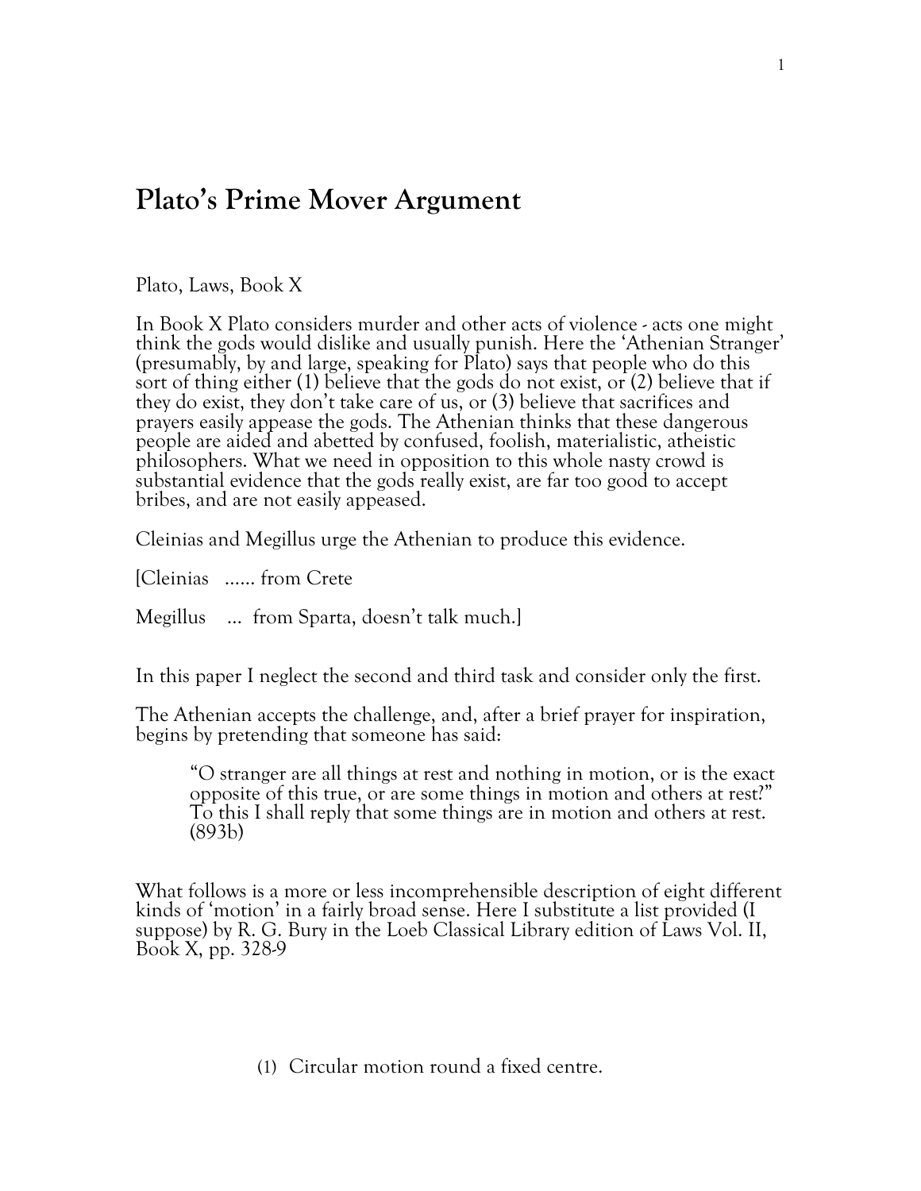# Plato's Prime Mover Argument

Plato, Laws, Book X

In Book X Plato considers murder and other acts of violence - acts one might think the gods would dislike and usually punish. Here the 'Athenian Stranger' (presumably, by and large, speaking for Plato) says that people who do this sort of thing either (1) believe that the gods do not exist, or (2) believe that if they do exist, they don't take care of us, or (3) believe that sacrifices and prayers easily appease the gods. The Athenian thinks that these dangerous people are aided and abetted by confused, foolish, materialistic, atheistic philosophers. What we need in opposition to this whole nasty crowd is substantial evidence that the gods really exist, are far too good to accept bribes, and are not easily appeased.

Cleinias and Megillus urge the Athenian to produce this evidence.

[Cleinias ...... from Crete

Megillus ... from Sparta, doesn't talk much.]

In this paper I neglect the second and third task and consider only the first.

The Athenian accepts the challenge, and, after a brief prayer for inspiration, begins by pretending that someone has said:

> "O stranger are all things at rest and nothing in motion, or is the exact opposite of this true, or are some things in motion and others at rest?" To this I shall reply that some things are in motion and others at rest. (893b)

What follows is a more or less incomprehensible description of eight different kinds of 'motion' in a fairly broad sense. Here I substitute a list provided (I suppose) by R. G. Bury in the Loeb Classical Library edition of Laws Vol. II, Book X, pp. 328-9

(1) Circular motion round a fixed centre.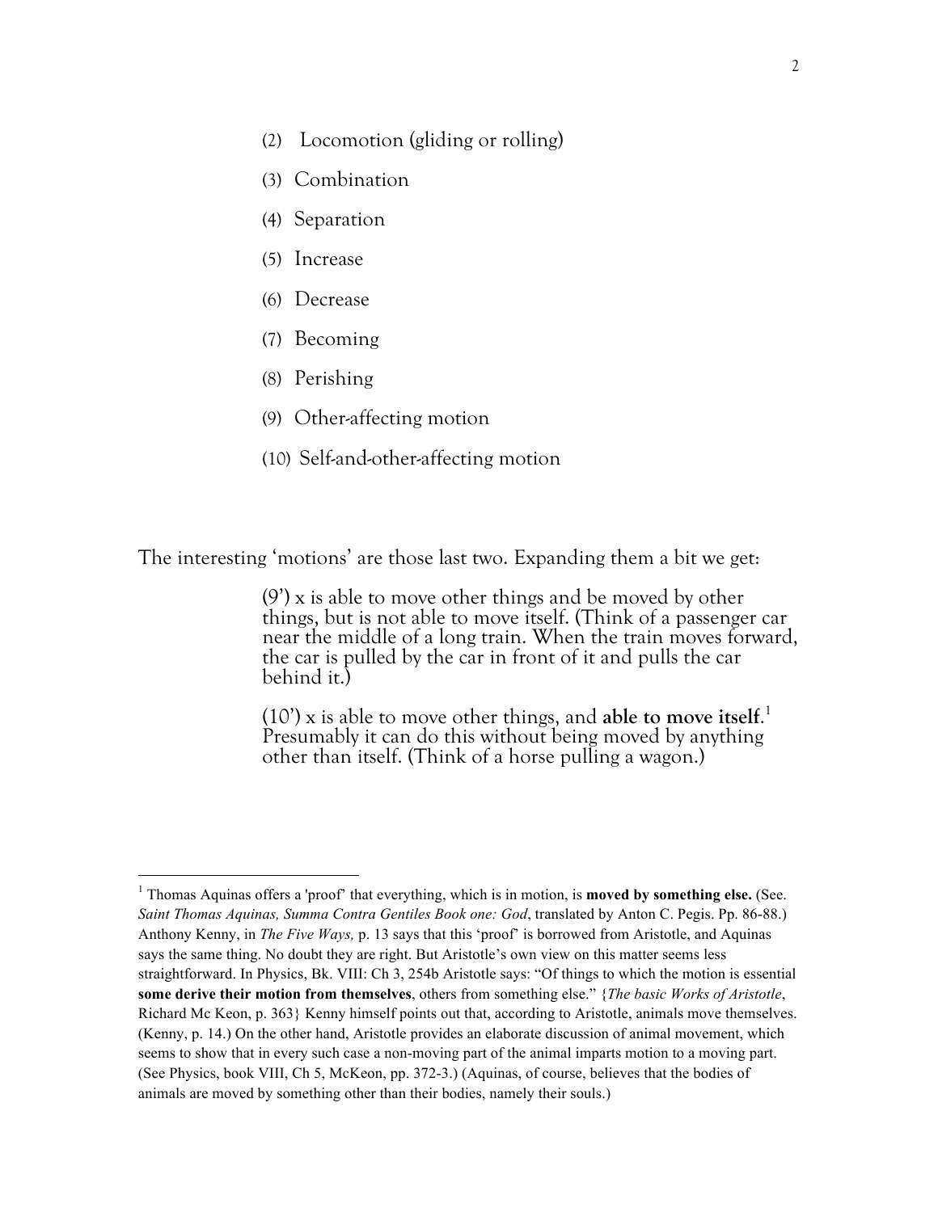(2) Locomotion (gliding or rolling)

(3) Combination

(4) Separation

(5) Increase

(6) Decrease

(7) Becoming

(8) Perishing

(9) Other-affecting motion

(10) Self-and-other-affecting motion

The interesting 'motions' are those last two. Expanding them a bit we get:

> (9') x is able to move other things and be moved by other things, but is not able to move itself. (Think of a passenger car near the middle of a long train. When the train moves forward, the car is pulled by the car in front of it and pulls the car behind it.)
>
> (10') x is able to move other things, and **able to move itself**.[1] Presumably it can do this without being moved by anything other than itself. (Think of a horse pulling a wagon.)

---

[1] Thomas Aquinas offers a 'proof' that everything, which is in motion, is **moved by something else.** (See. *Saint Thomas Aquinas, Summa Contra Gentiles Book one: God*, translated by Anton C. Pegis. Pp. 86-88.) Anthony Kenny, in *The Five Ways,* p. 13 says that this 'proof' is borrowed from Aristotle, and Aquinas says the same thing. No doubt they are right. But Aristotle's own view on this matter seems less straightforward. In Physics, Bk. VIII: Ch 3, 254b Aristotle says: "Of things to which the motion is essential **some derive their motion from themselves**, others from something else." {*The basic Works of Aristotle*, Richard Mc Keon, p. 363} Kenny himself points out that, according to Aristotle, animals move themselves. (Kenny, p. 14.) On the other hand, Aristotle provides an elaborate discussion of animal movement, which seems to show that in every such case a non-moving part of the animal imparts motion to a moving part. (See Physics, book VIII, Ch 5, McKeon, pp. 372-3.) (Aquinas, of course, believes that the bodies of animals are moved by something other than their bodies, namely their souls.)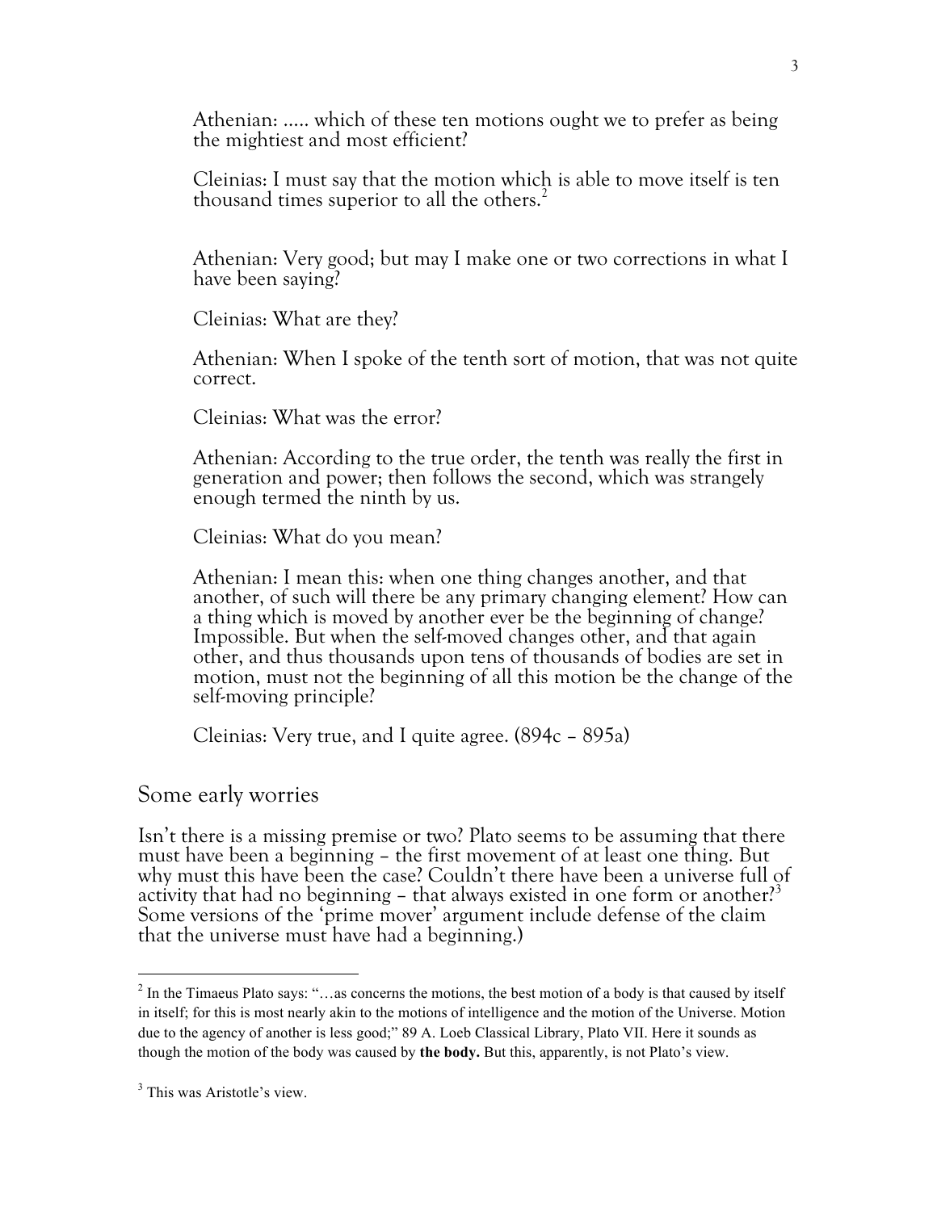Athenian: ..... which of these ten motions ought we to prefer as being the mightiest and most efficient?

Cleinias: I must say that the motion which is able to move itself is ten thousand times superior to all the others.[2]

Athenian: Very good; but may I make one or two corrections in what I have been saying?

Cleinias: What are they?

Athenian: When I spoke of the tenth sort of motion, that was not quite correct.

Cleinias: What was the error?

Athenian: According to the true order, the tenth was really the first in generation and power; then follows the second, which was strangely enough termed the ninth by us.

Cleinias: What do you mean?

Athenian: I mean this: when one thing changes another, and that another, of such will there be any primary changing element? How can a thing which is moved by another ever be the beginning of change? Impossible. But when the self-moved changes other, and that again other, and thus thousands upon tens of thousands of bodies are set in motion, must not the beginning of all this motion be the change of the self-moving principle?

Cleinias: Very true, and I quite agree. (894c – 895a)

## Some early worries

Isn't there is a missing premise or two? Plato seems to be assuming that there must have been a beginning – the first movement of at least one thing. But why must this have been the case? Couldn't there have been a universe full of activity that had no beginning – that always existed in one form or another?[3] Some versions of the 'prime mover' argument include defense of the claim that the universe must have had a beginning.)

---

[2] In the Timaeus Plato says: "…as concerns the motions, the best motion of a body is that caused by itself in itself; for this is most nearly akin to the motions of intelligence and the motion of the Universe. Motion due to the agency of another is less good;" 89 A. Loeb Classical Library, Plato VII. Here it sounds as though the motion of the body was caused by **the body.** But this, apparently, is not Plato's view.

[3] This was Aristotle's view.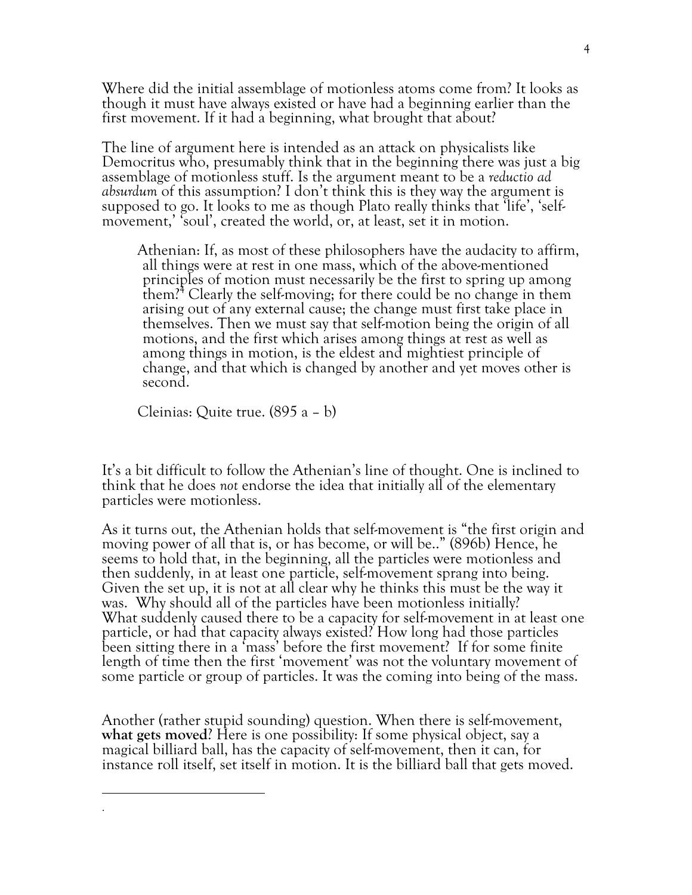Where did the initial assemblage of motionless atoms come from? It looks as though it must have always existed or have had a beginning earlier than the first movement. If it had a beginning, what brought that about?

The line of argument here is intended as an attack on physicalists like Democritus who, presumably think that in the beginning there was just a big assemblage of motionless stuff. Is the argument meant to be a *reductio ad absurdum* of this assumption? I don't think this is they way the argument is supposed to go. It looks to me as though Plato really thinks that 'life', 'self-movement,' 'soul', created the world, or, at least, set it in motion.

> Athenian: If, as most of these philosophers have the audacity to affirm, all things were at rest in one mass, which of the above-mentioned principles of motion must necessarily be the first to spring up among them?[4] Clearly the self-moving; for there could be no change in them arising out of any external cause; the change must first take place in themselves. Then we must say that self-motion being the origin of all motions, and the first which arises among things at rest as well as among things in motion, is the eldest and mightiest principle of change, and that which is changed by another and yet moves other is second.
>
> Cleinias: Quite true. (895 a – b)

It's a bit difficult to follow the Athenian's line of thought. One is inclined to think that he does *not* endorse the idea that initially all of the elementary particles were motionless.

As it turns out, the Athenian holds that self-movement is "the first origin and moving power of all that is, or has become, or will be.." (896b) Hence, he seems to hold that, in the beginning, all the particles were motionless and then suddenly, in at least one particle, self-movement sprang into being. Given the set up, it is not at all clear why he thinks this must be the way it was. Why should all of the particles have been motionless initially? What suddenly caused there to be a capacity for self-movement in at least one particle, or had that capacity always existed? How long had those particles been sitting there in a 'mass' before the first movement? If for some finite length of time then the first 'movement' was not the voluntary movement of some particle or group of particles. It was the coming into being of the mass.

Another (rather stupid sounding) question. When there is self-movement, **what gets moved**? Here is one possibility: If some physical object, say a magical billiard ball, has the capacity of self-movement, then it can, for instance roll itself, set itself in motion. It is the billiard ball that gets moved.

---

.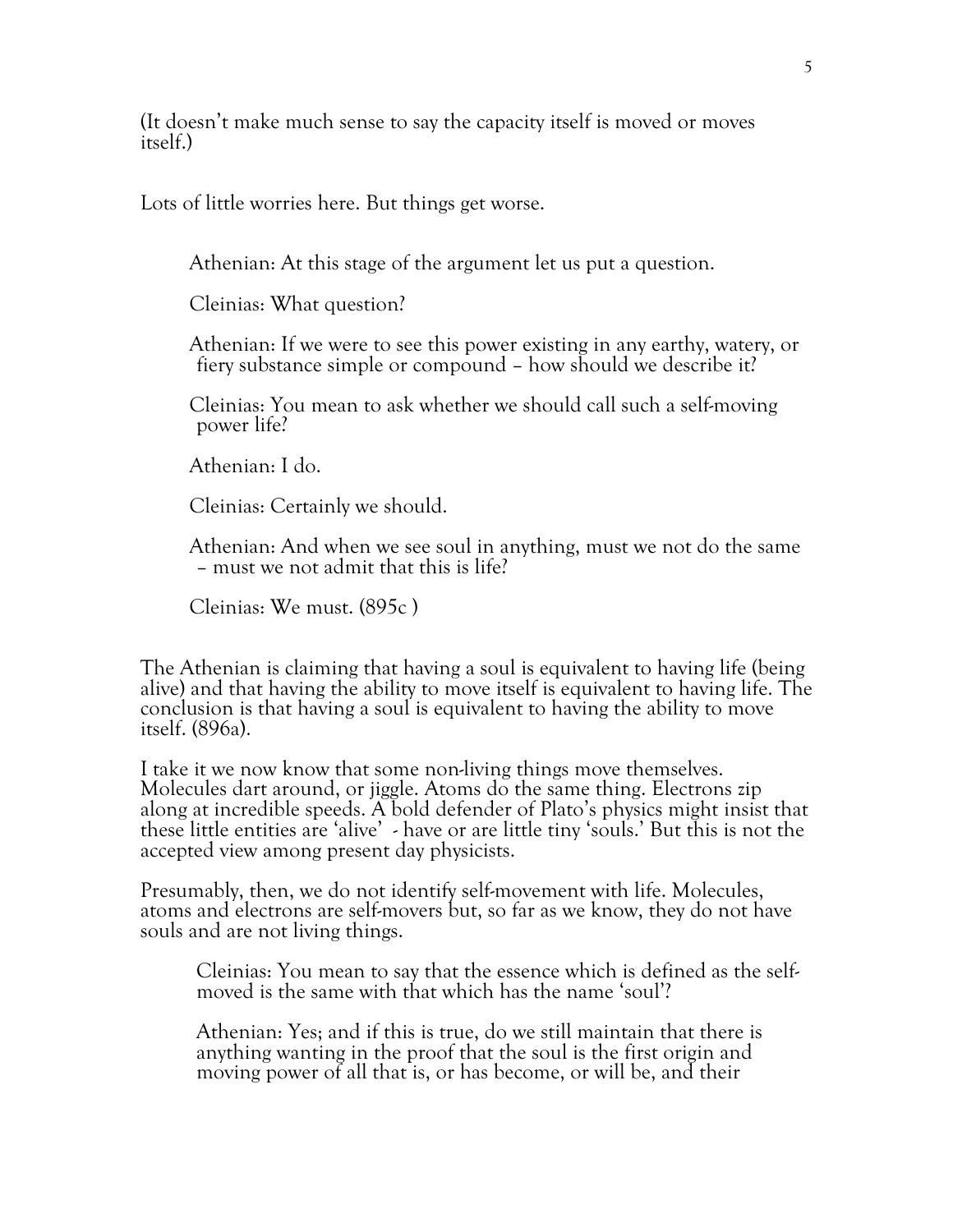(It doesn't make much sense to say the capacity itself is moved or moves itself.)

Lots of little worries here. But things get worse.

> Athenian: At this stage of the argument let us put a question.
>
> Cleinias: What question?
>
> Athenian: If we were to see this power existing in any earthy, watery, or fiery substance simple or compound – how should we describe it?
>
> Cleinias: You mean to ask whether we should call such a self-moving power life?
>
> Athenian: I do.
>
> Cleinias: Certainly we should.
>
> Athenian: And when we see soul in anything, must we not do the same – must we not admit that this is life?
>
> Cleinias: We must. (895c )

The Athenian is claiming that having a soul is equivalent to having life (being alive) and that having the ability to move itself is equivalent to having life. The conclusion is that having a soul is equivalent to having the ability to move itself. (896a).

I take it we now know that some non-living things move themselves. Molecules dart around, or jiggle. Atoms do the same thing. Electrons zip along at incredible speeds. A bold defender of Plato's physics might insist that these little entities are 'alive' - have or are little tiny 'souls.' But this is not the accepted view among present day physicists.

Presumably, then, we do not identify self-movement with life. Molecules, atoms and electrons are self-movers but, so far as we know, they do not have souls and are not living things.

> Cleinias: You mean to say that the essence which is defined as the self-moved is the same with that which has the name 'soul'?
>
> Athenian: Yes; and if this is true, do we still maintain that there is anything wanting in the proof that the soul is the first origin and moving power of all that is, or has become, or will be, and their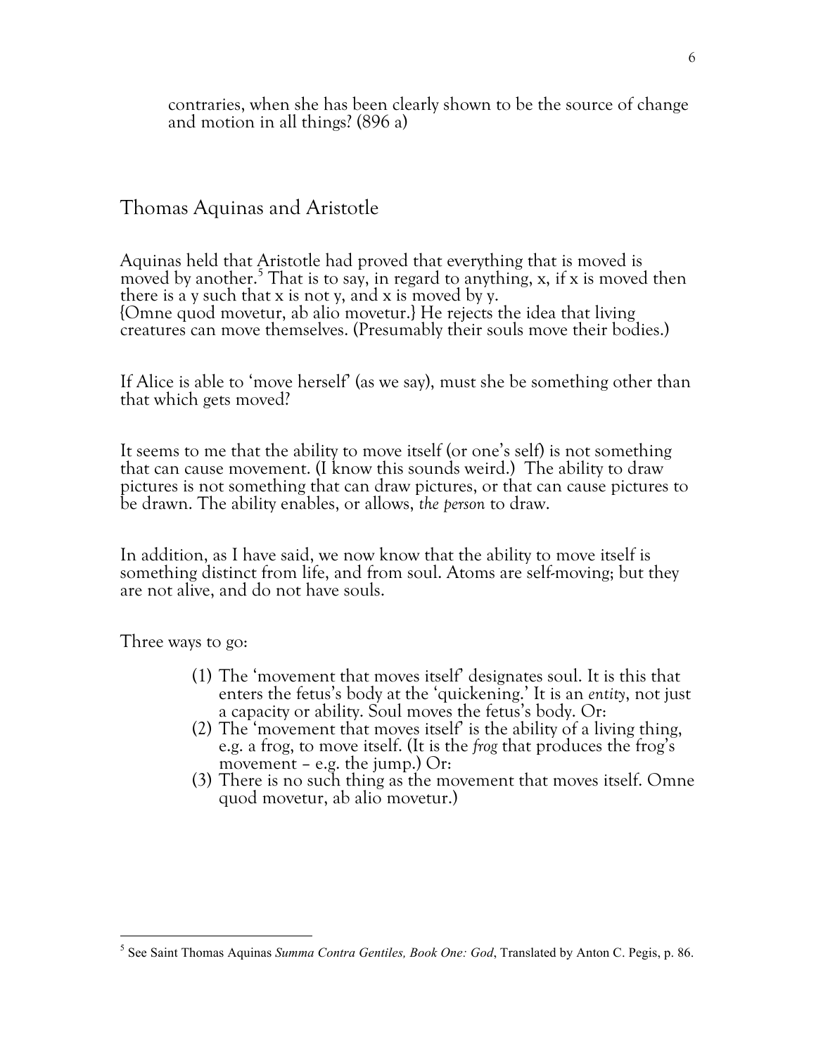> contraries, when she has been clearly shown to be the source of change and motion in all things? (896 a)

## Thomas Aquinas and Aristotle

Aquinas held that Aristotle had proved that everything that is moved is moved by another.[5] That is to say, in regard to anything, x, if x is moved then there is a y such that x is not y, and x is moved by y.
{Omne quod movetur, ab alio movetur.} He rejects the idea that living creatures can move themselves. (Presumably their souls move their bodies.)

If Alice is able to 'move herself' (as we say), must she be something other than that which gets moved?

It seems to me that the ability to move itself (or one's self) is not something that can cause movement. (I know this sounds weird.) The ability to draw pictures is not something that can draw pictures, or that can cause pictures to be drawn. The ability enables, or allows, *the person* to draw.

In addition, as I have said, we now know that the ability to move itself is something distinct from life, and from soul. Atoms are self-moving; but they are not alive, and do not have souls.

Three ways to go:

(1) The 'movement that moves itself' designates soul. It is this that enters the fetus's body at the 'quickening.' It is an *entity*, not just a capacity or ability. Soul moves the fetus's body. Or:
(2) The 'movement that moves itself' is the ability of a living thing, e.g. a frog, to move itself. (It is the *frog* that produces the frog's movement – e.g. the jump.) Or:
(3) There is no such thing as the movement that moves itself. Omne quod movetur, ab alio movetur.)

---

[5] See Saint Thomas Aquinas *Summa Contra Gentiles, Book One: God*, Translated by Anton C. Pegis, p. 86.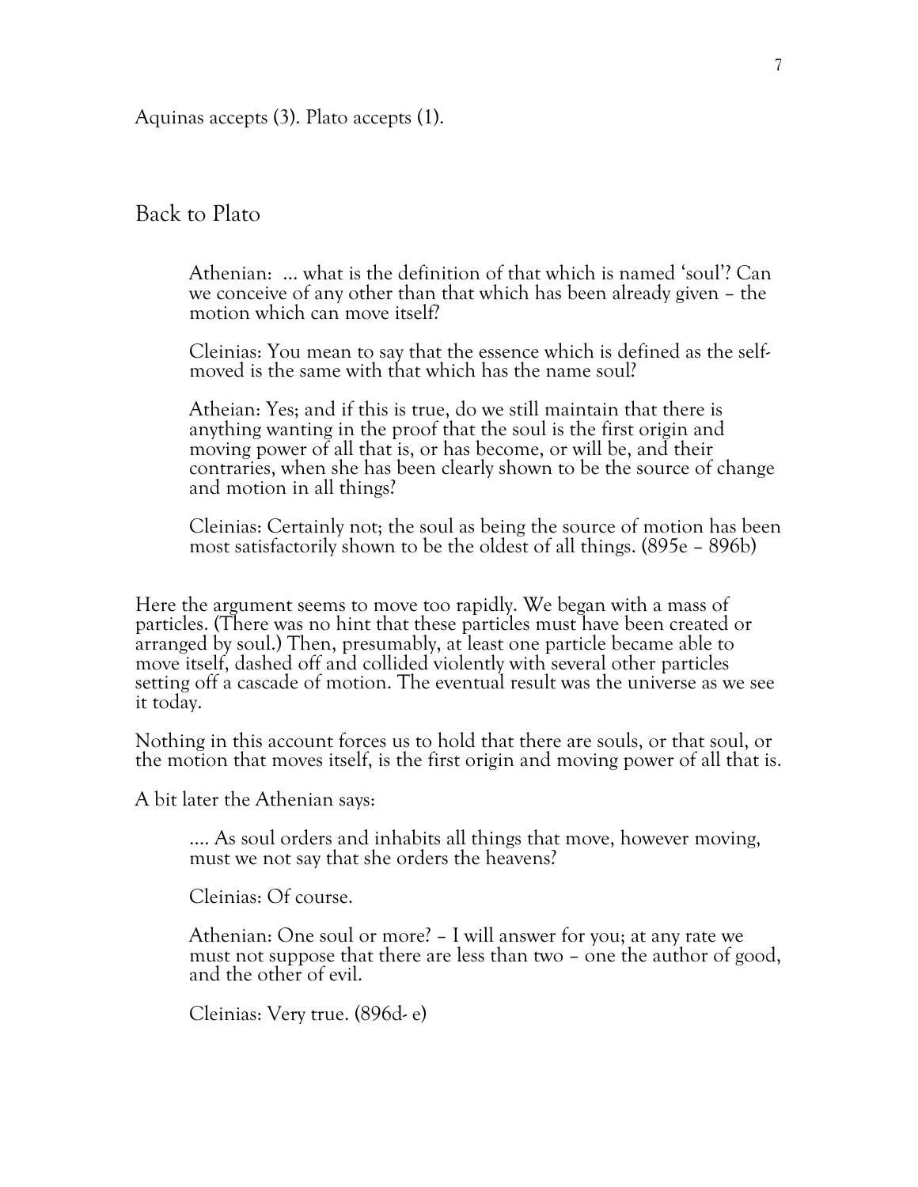Aquinas accepts (3). Plato accepts (1).

## Back to Plato

> Athenian: ... what is the definition of that which is named 'soul'? Can we conceive of any other than that which has been already given – the motion which can move itself?
>
> Cleinias: You mean to say that the essence which is defined as the self-moved is the same with that which has the name soul?
>
> Atheian: Yes; and if this is true, do we still maintain that there is anything wanting in the proof that the soul is the first origin and moving power of all that is, or has become, or will be, and their contraries, when she has been clearly shown to be the source of change and motion in all things?
>
> Cleinias: Certainly not; the soul as being the source of motion has been most satisfactorily shown to be the oldest of all things. (895e – 896b)

Here the argument seems to move too rapidly. We began with a mass of particles. (There was no hint that these particles must have been created or arranged by soul.) Then, presumably, at least one particle became able to move itself, dashed off and collided violently with several other particles setting off a cascade of motion. The eventual result was the universe as we see it today.

Nothing in this account forces us to hold that there are souls, or that soul, or the motion that moves itself, is the first origin and moving power of all that is.

A bit later the Athenian says:

> .... As soul orders and inhabits all things that move, however moving, must we not say that she orders the heavens?
>
> Cleinias: Of course.
>
> Athenian: One soul or more? – I will answer for you; at any rate we must not suppose that there are less than two – one the author of good, and the other of evil.
>
> Cleinias: Very true. (896d- e)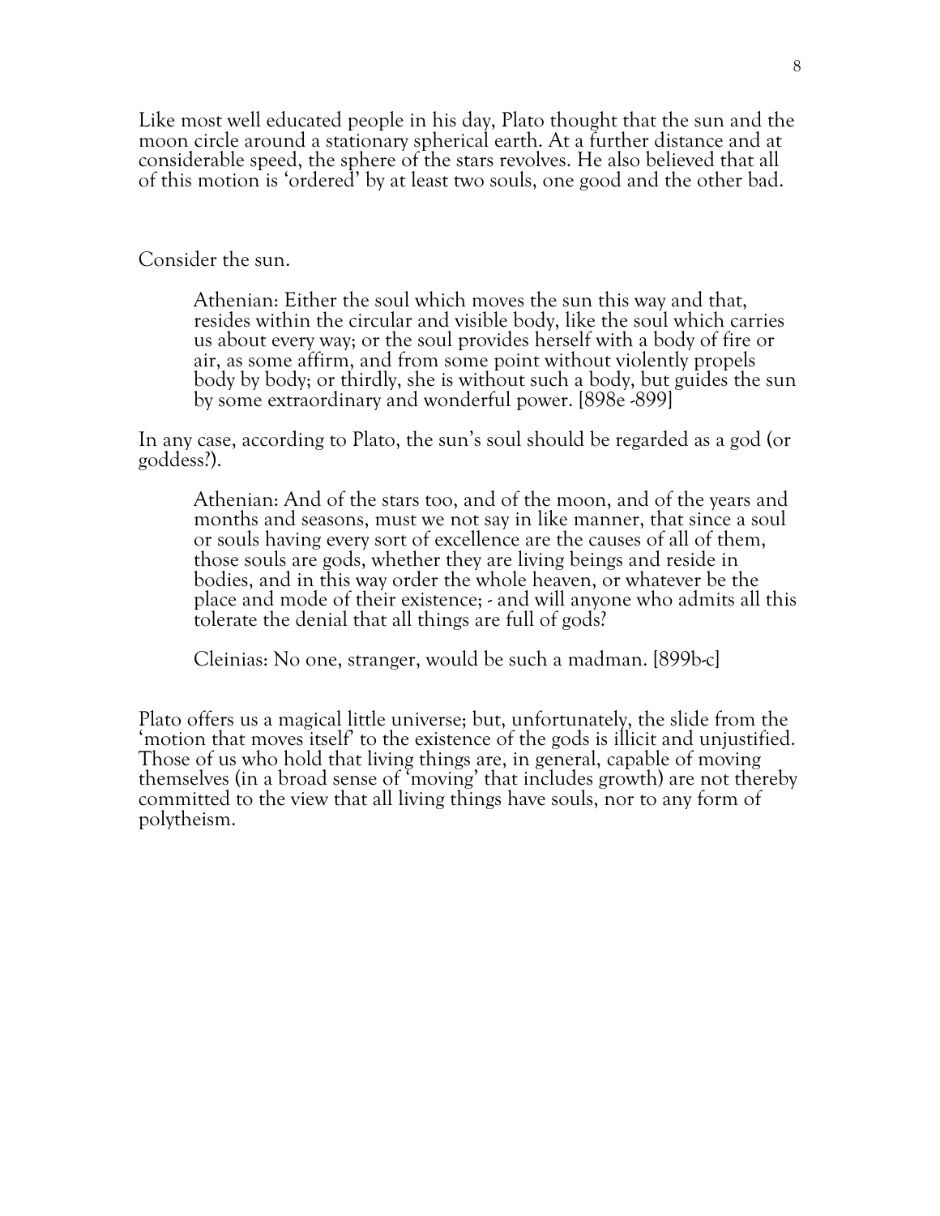Like most well educated people in his day, Plato thought that the sun and the moon circle around a stationary spherical earth. At a further distance and at considerable speed, the sphere of the stars revolves. He also believed that all of this motion is 'ordered' by at least two souls, one good and the other bad.

Consider the sun.

> Athenian: Either the soul which moves the sun this way and that, resides within the circular and visible body, like the soul which carries us about every way; or the soul provides herself with a body of fire or air, as some affirm, and from some point without violently propels body by body; or thirdly, she is without such a body, but guides the sun by some extraordinary and wonderful power. [898e -899]

In any case, according to Plato, the sun's soul should be regarded as a god (or goddess?).

> Athenian: And of the stars too, and of the moon, and of the years and months and seasons, must we not say in like manner, that since a soul or souls having every sort of excellence are the causes of all of them, those souls are gods, whether they are living beings and reside in bodies, and in this way order the whole heaven, or whatever be the place and mode of their existence; - and will anyone who admits all this tolerate the denial that all things are full of gods?
>
> Cleinias: No one, stranger, would be such a madman. [899b-c]

Plato offers us a magical little universe; but, unfortunately, the slide from the 'motion that moves itself' to the existence of the gods is illicit and unjustified. Those of us who hold that living things are, in general, capable of moving themselves (in a broad sense of 'moving' that includes growth) are not thereby committed to the view that all living things have souls, nor to any form of polytheism.